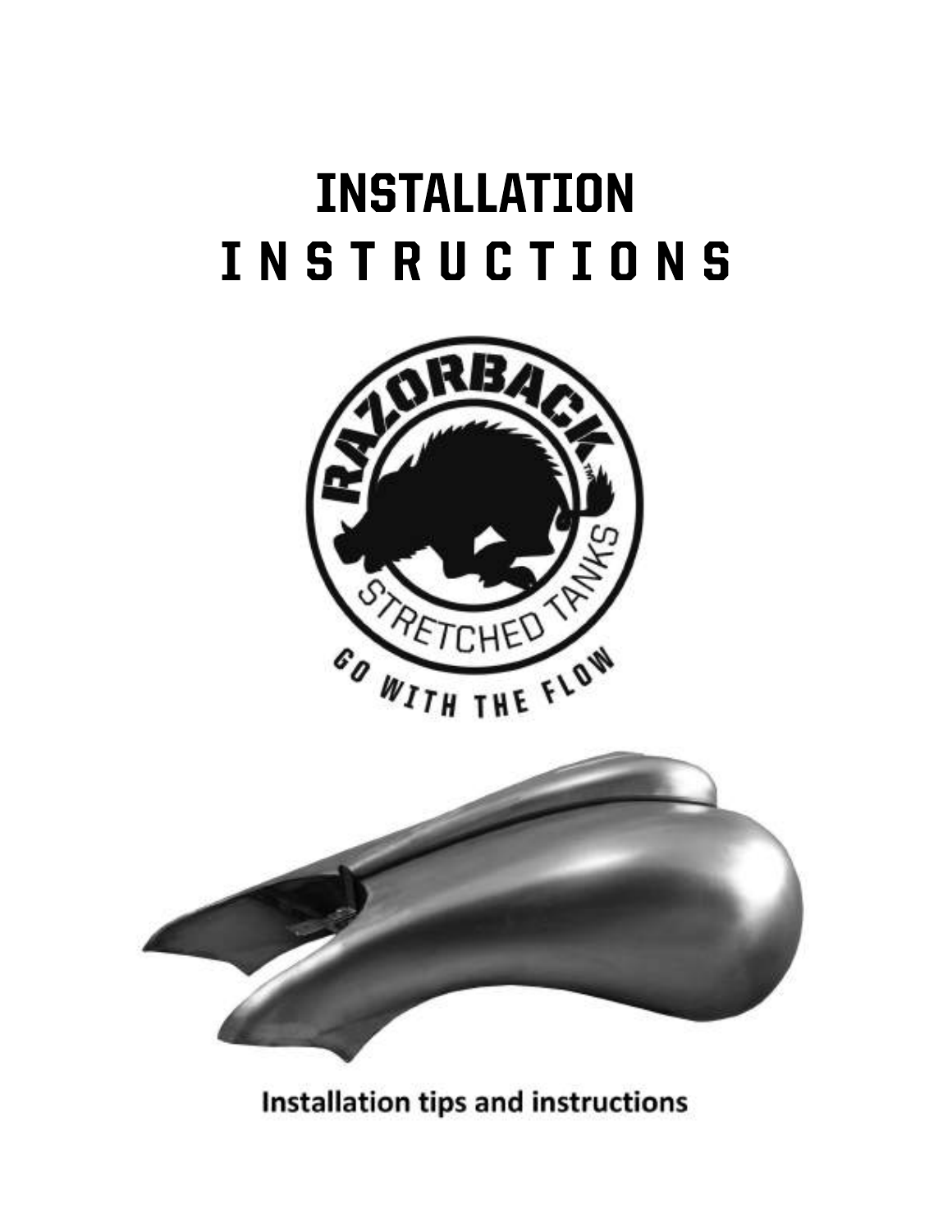# INSTALLATION INSTRUCTIONS

Installation tips and instructions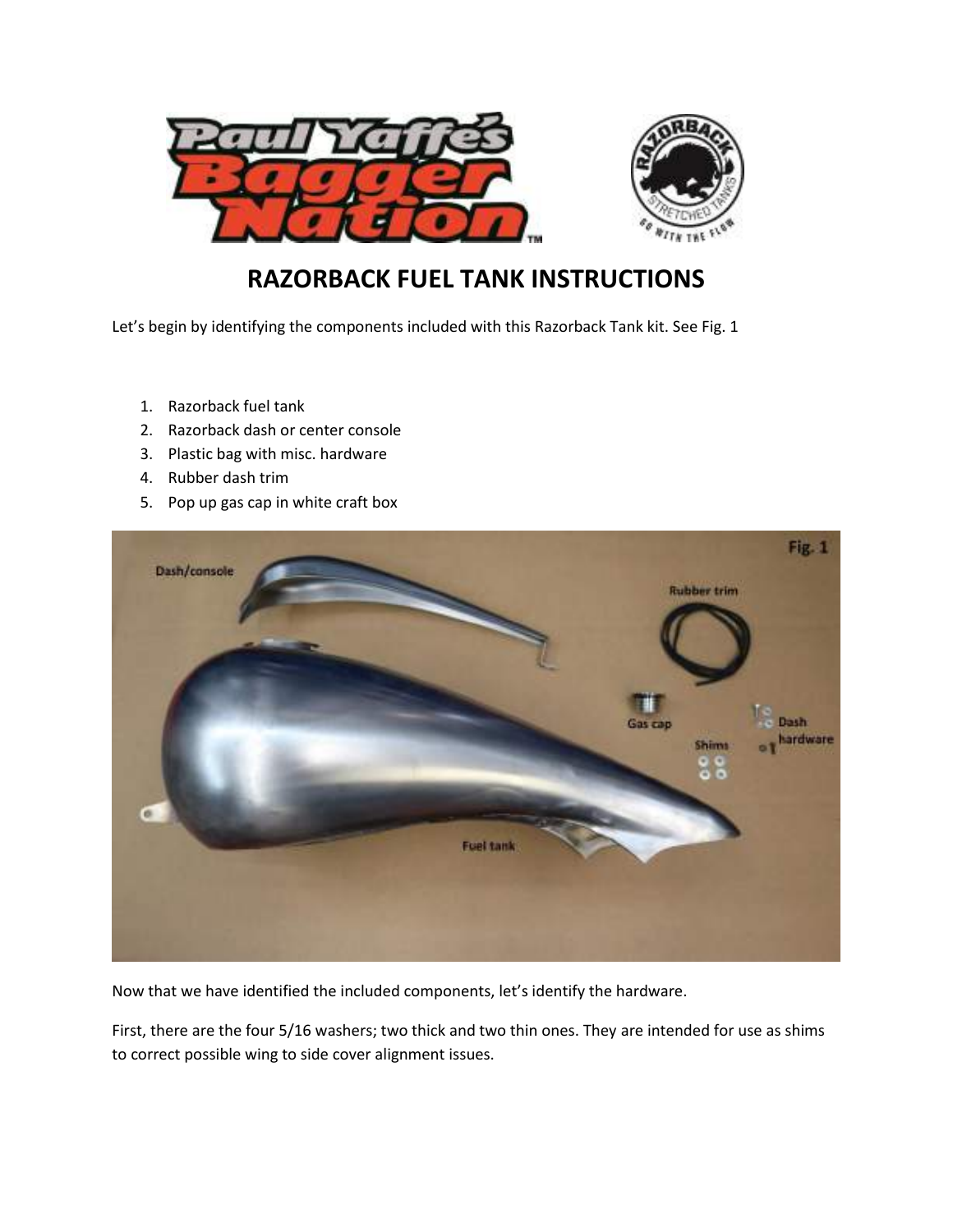# RAZORBACK FUEL TANK INSTRUCTIONS

Let's begin by identifying the components included with this Razorback Tank kit. See Fig. 1

1. Razorback fuel tank
2. Razorback dash or center console
3. Plastic bag with misc. hardware
4. Rubber dash trim
5. Pop up gas cap in white craft box

Now that we have identified the included components, let's identify the hardware.

First, there are the four 5/16 washers; two thick and two thin ones. They are intended for use as shims to correct possible wing to side cover alignment issues.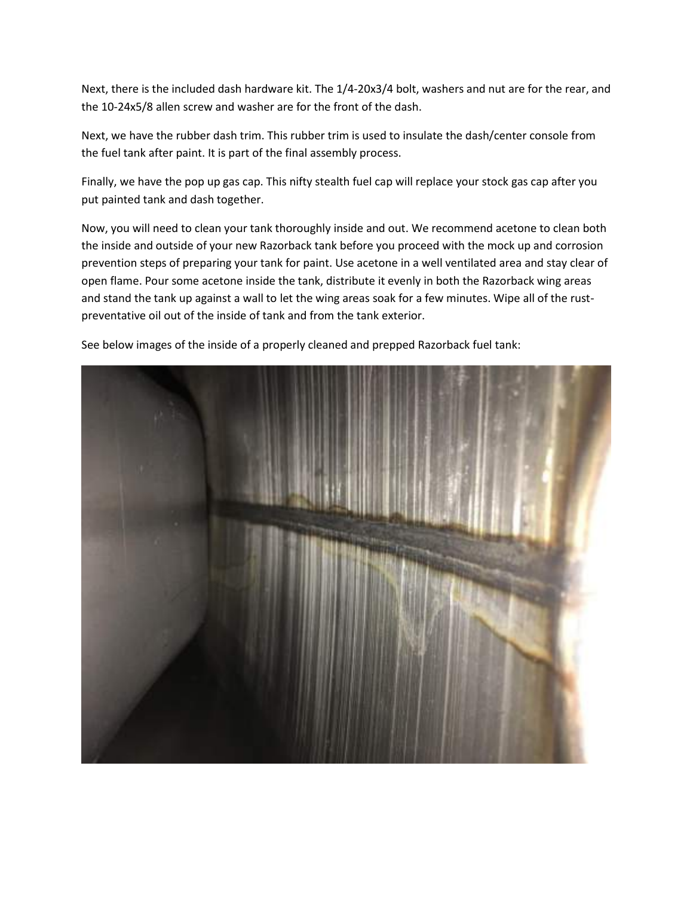Next, there is the included dash hardware kit. The 1/4-20x3/4 bolt, washers and nut are for the rear, and the 10-24x5/8 allen screw and washer are for the front of the dash.

Next, we have the rubber dash trim. This rubber trim is used to insulate the dash/center console from the fuel tank after paint. It is part of the final assembly process.

Finally, we have the pop up gas cap. This nifty stealth fuel cap will replace your stock gas cap after you put painted tank and dash together.

Now, you will need to clean your tank thoroughly inside and out. We recommend acetone to clean both the inside and outside of your new Razorback tank before you proceed with the mock up and corrosion prevention steps of preparing your tank for paint. Use acetone in a well ventilated area and stay clear of open flame. Pour some acetone inside the tank, distribute it evenly in both the Razorback wing areas and stand the tank up against a wall to let the wing areas soak for a few minutes. Wipe all of the rust-preventative oil out of the inside of tank and from the tank exterior.

See below images of the inside of a properly cleaned and prepped Razorback fuel tank: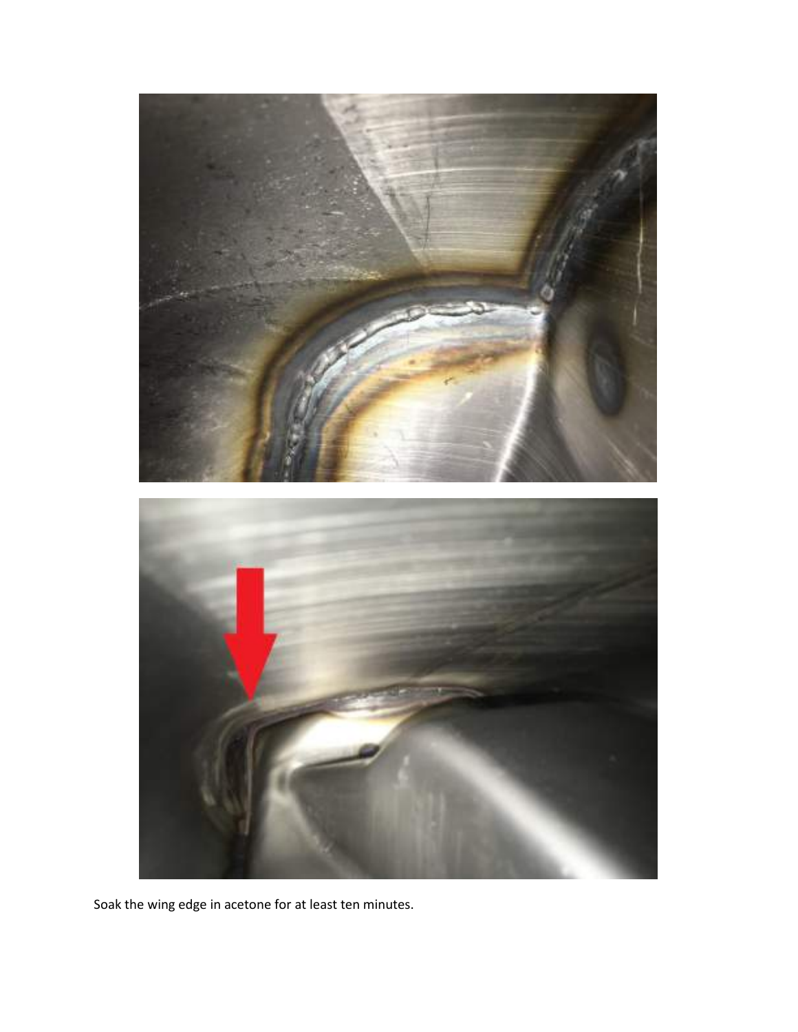Soak the wing edge in acetone for at least ten minutes.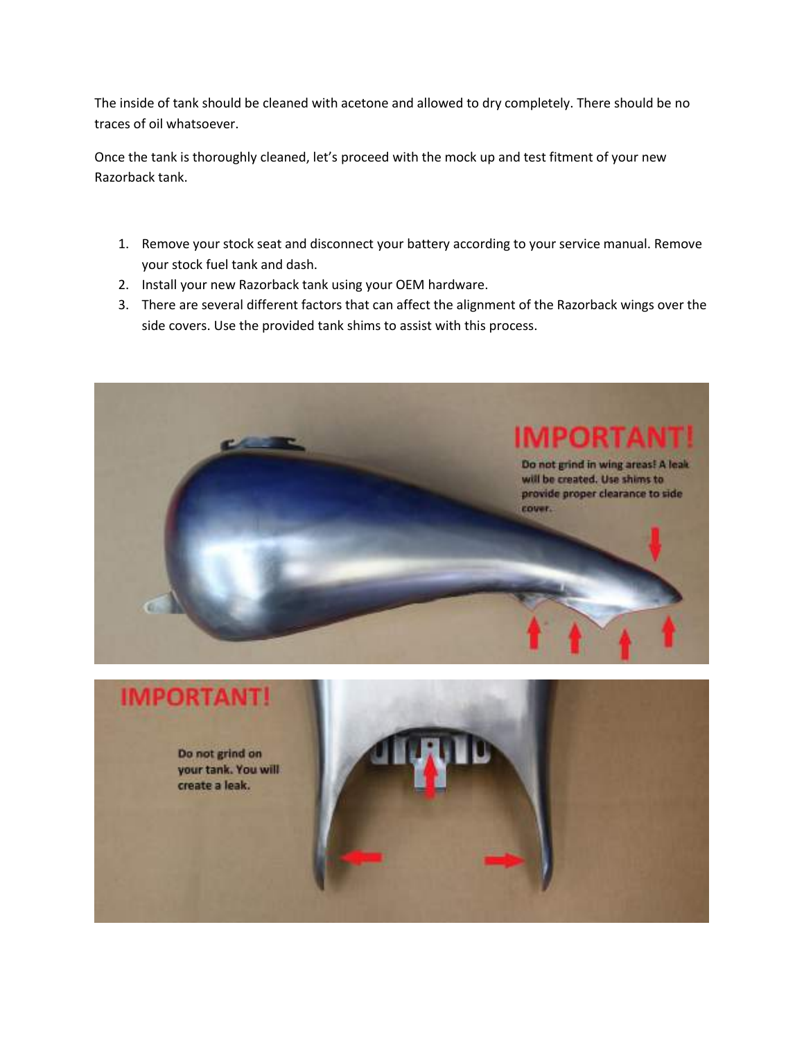The inside of tank should be cleaned with acetone and allowed to dry completely. There should be no traces of oil whatsoever.

Once the tank is thoroughly cleaned, let's proceed with the mock up and test fitment of your new Razorback tank.

1. Remove your stock seat and disconnect your battery according to your service manual. Remove your stock fuel tank and dash.
2. Install your new Razorback tank using your OEM hardware.
3. There are several different factors that can affect the alignment of the Razorback wings over the side covers. Use the provided tank shims to assist with this process.

IMPORTANT!

Do not grind in wing areas! A leak will be created. Use shims to provide proper clearance to side cover.

IMPORTANT!

Do not grind on your tank. You will create a leak.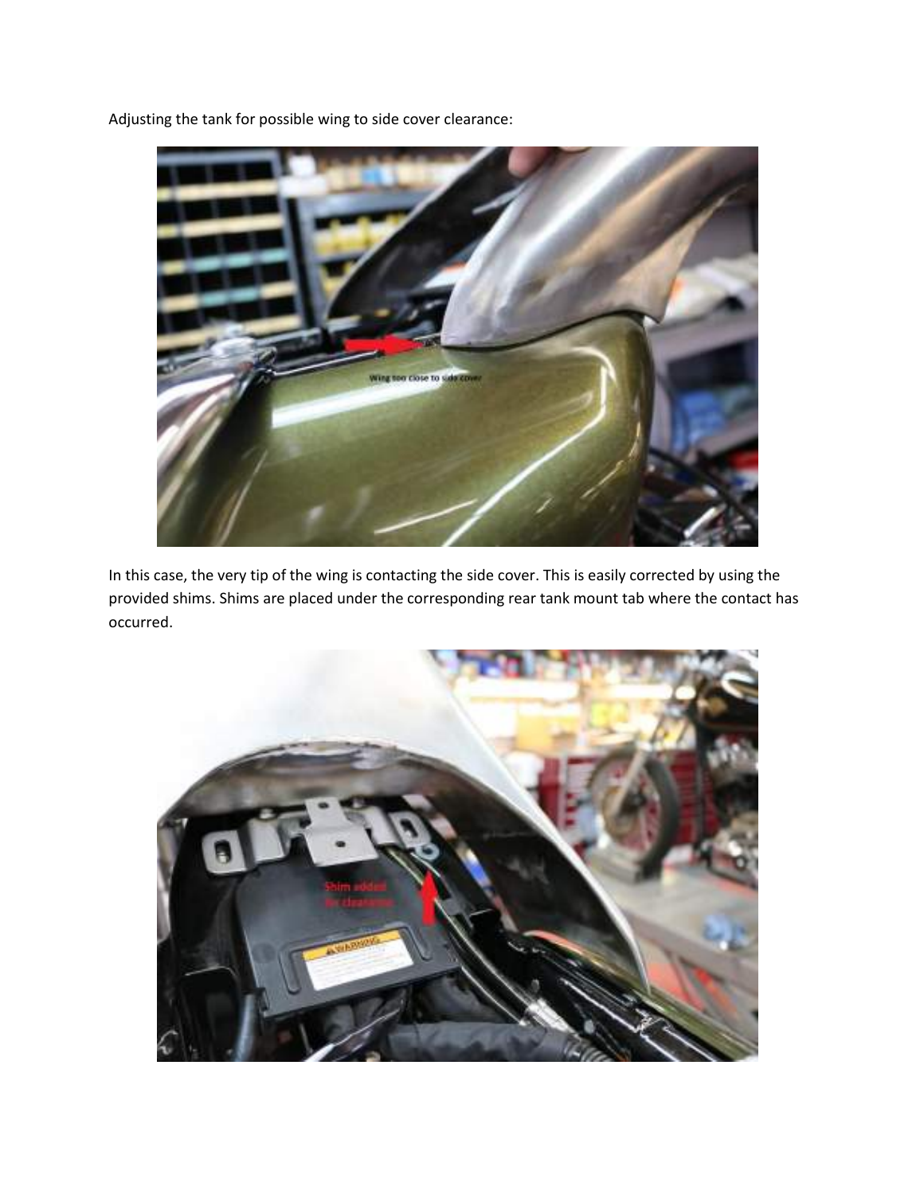Adjusting the tank for possible wing to side cover clearance:

In this case, the very tip of the wing is contacting the side cover. This is easily corrected by using the provided shims. Shims are placed under the corresponding rear tank mount tab where the contact has occurred.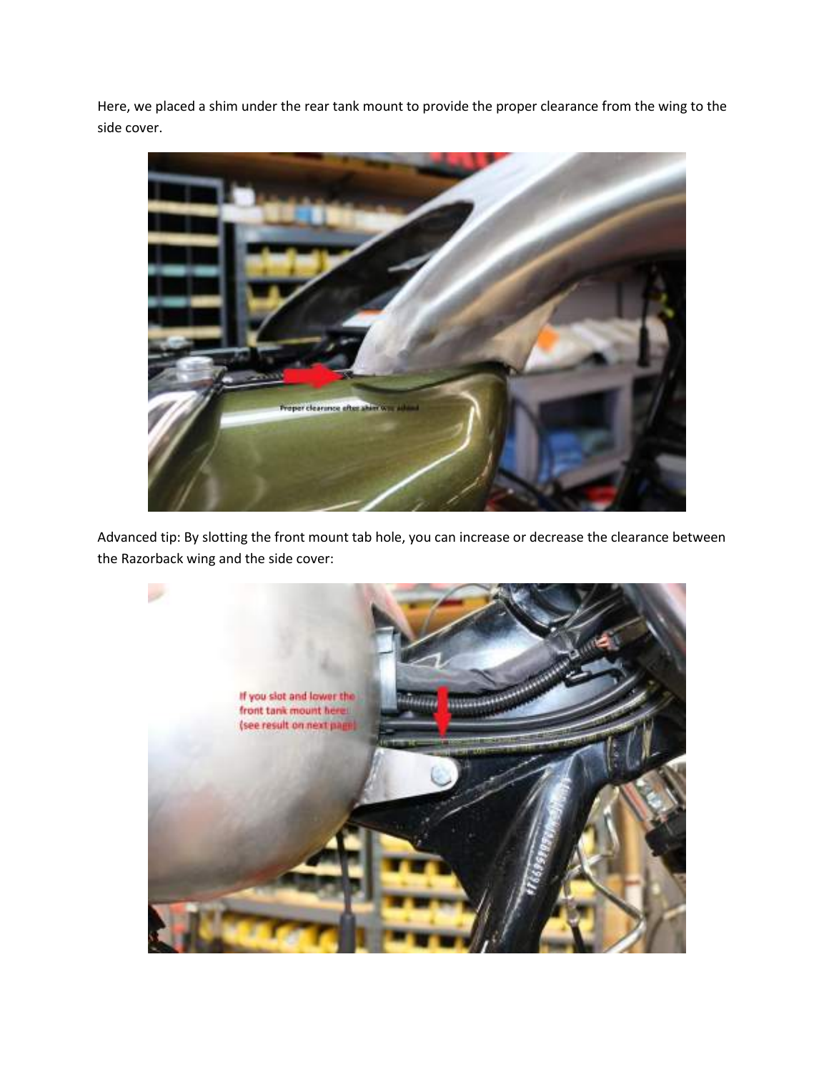Here, we placed a shim under the rear tank mount to provide the proper clearance from the wing to the side cover.

Advanced tip: By slotting the front mount tab hole, you can increase or decrease the clearance between the Razorback wing and the side cover: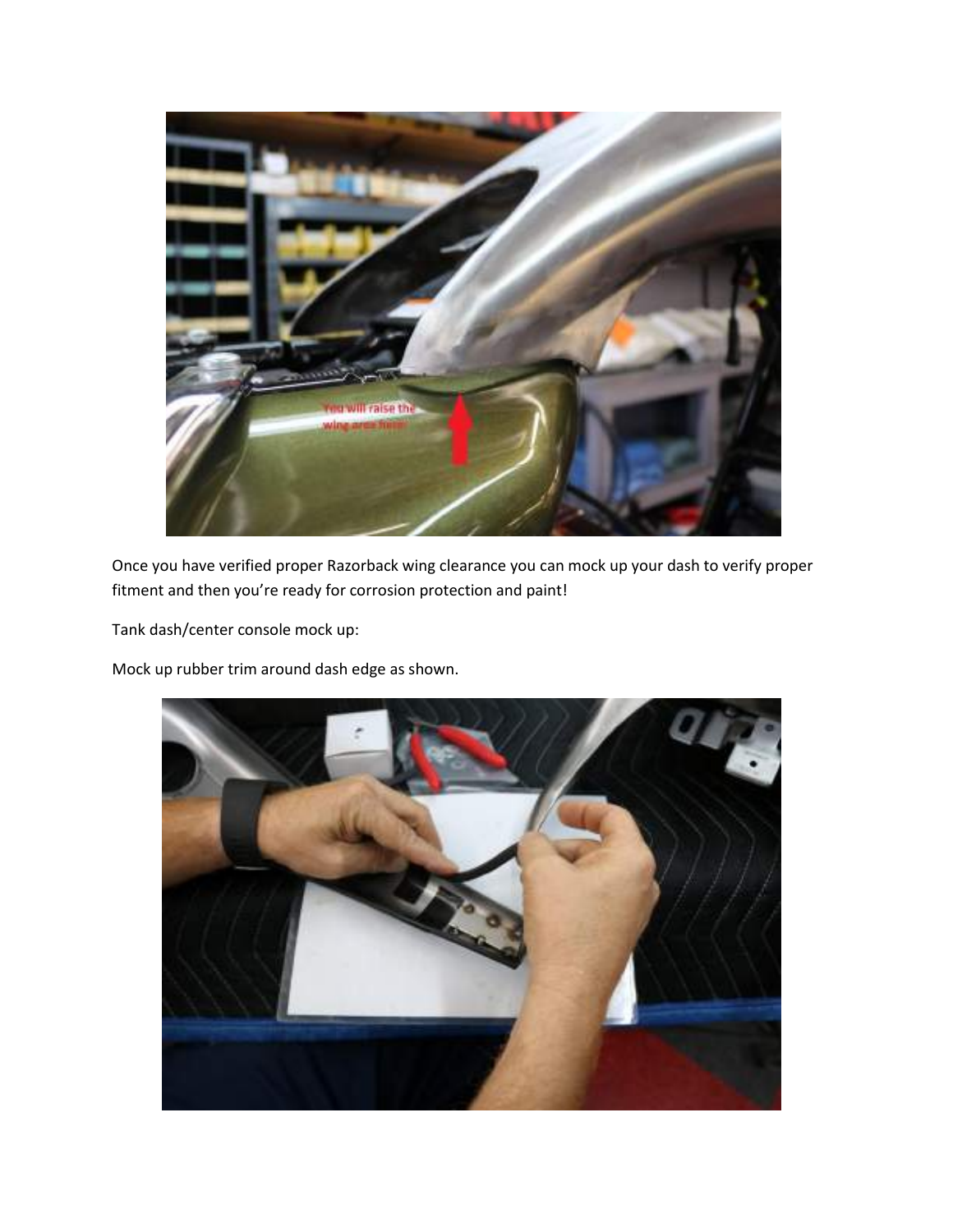Once you have verified proper Razorback wing clearance you can mock up your dash to verify proper fitment and then you're ready for corrosion protection and paint!

Tank dash/center console mock up:

Mock up rubber trim around dash edge as shown.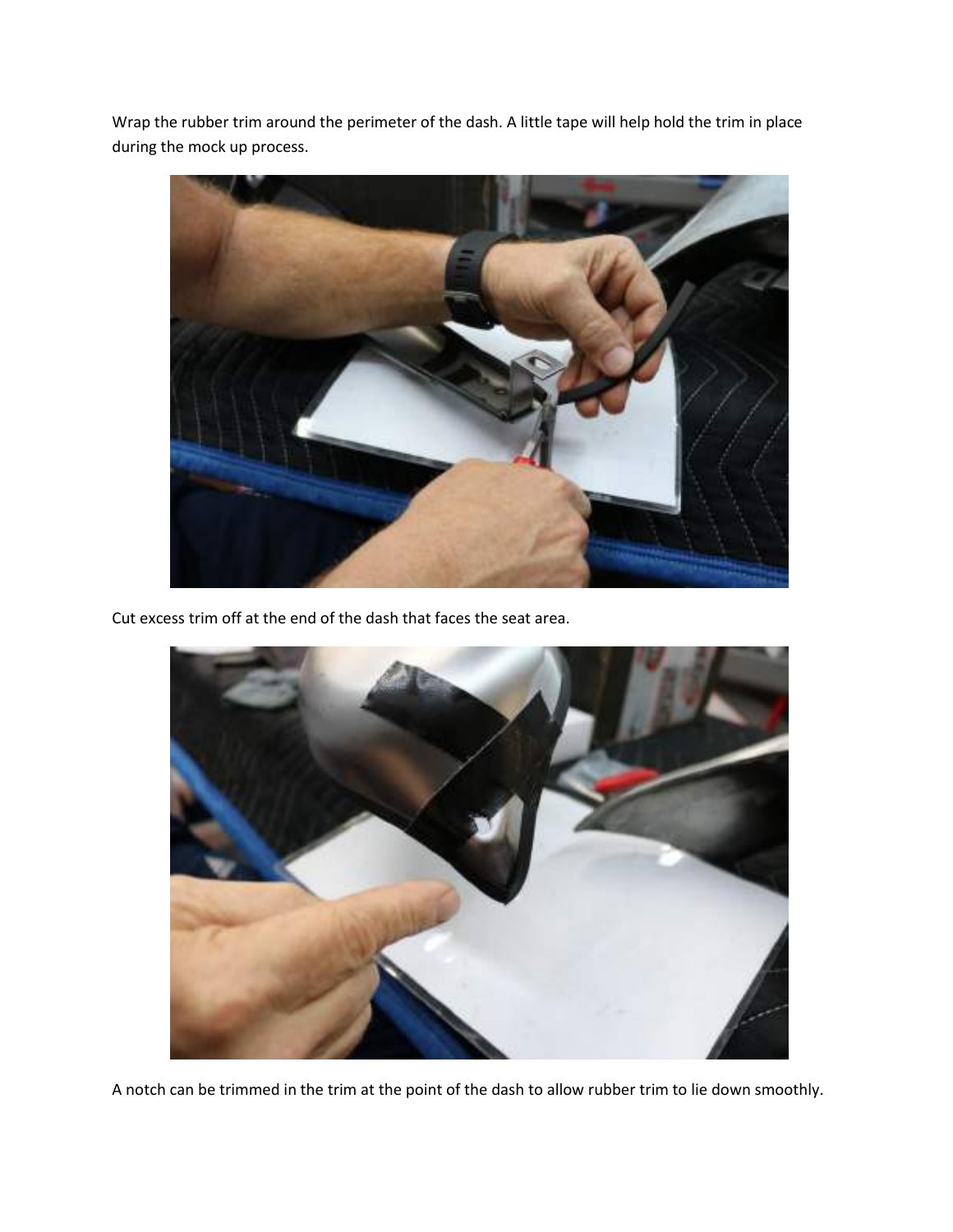Wrap the rubber trim around the perimeter of the dash. A little tape will help hold the trim in place during the mock up process.

Cut excess trim off at the end of the dash that faces the seat area.

A notch can be trimmed in the trim at the point of the dash to allow rubber trim to lie down smoothly.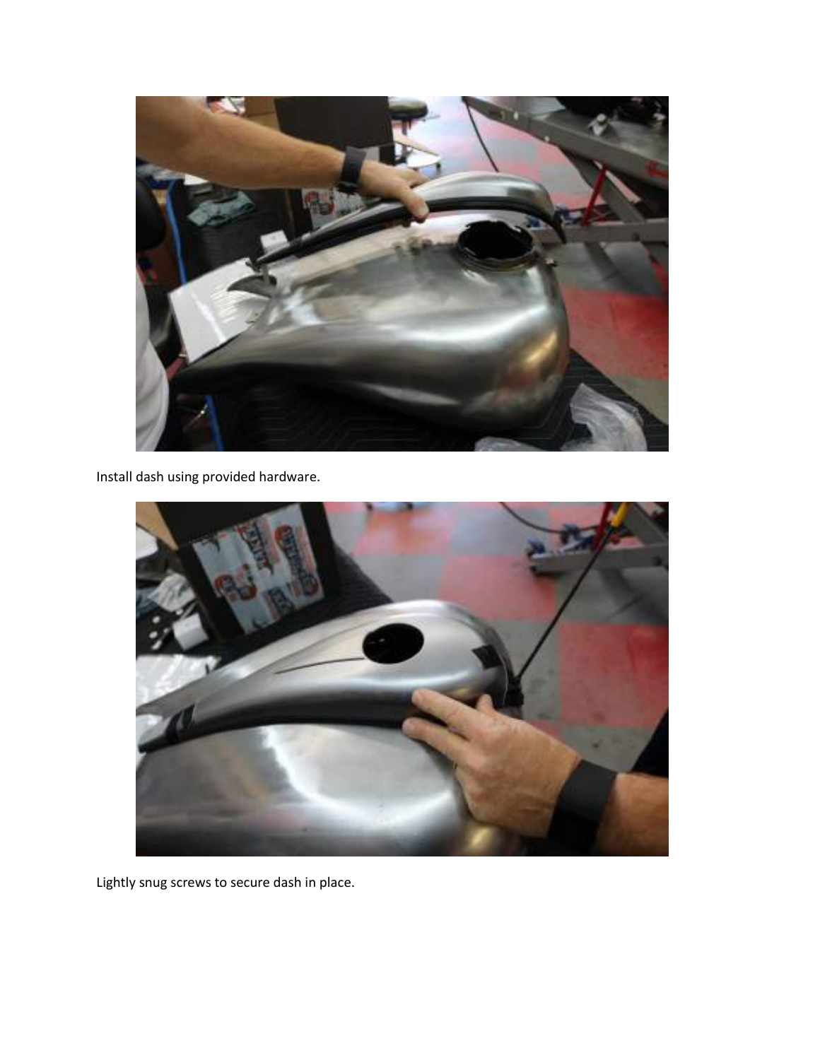Install dash using provided hardware.

Lightly snug screws to secure dash in place.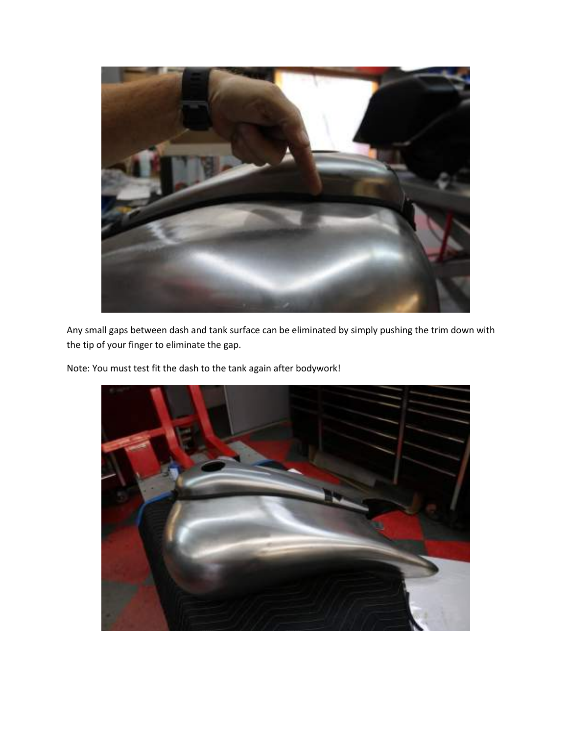Any small gaps between dash and tank surface can be eliminated by simply pushing the trim down with the tip of your finger to eliminate the gap.

Note: You must test fit the dash to the tank again after bodywork!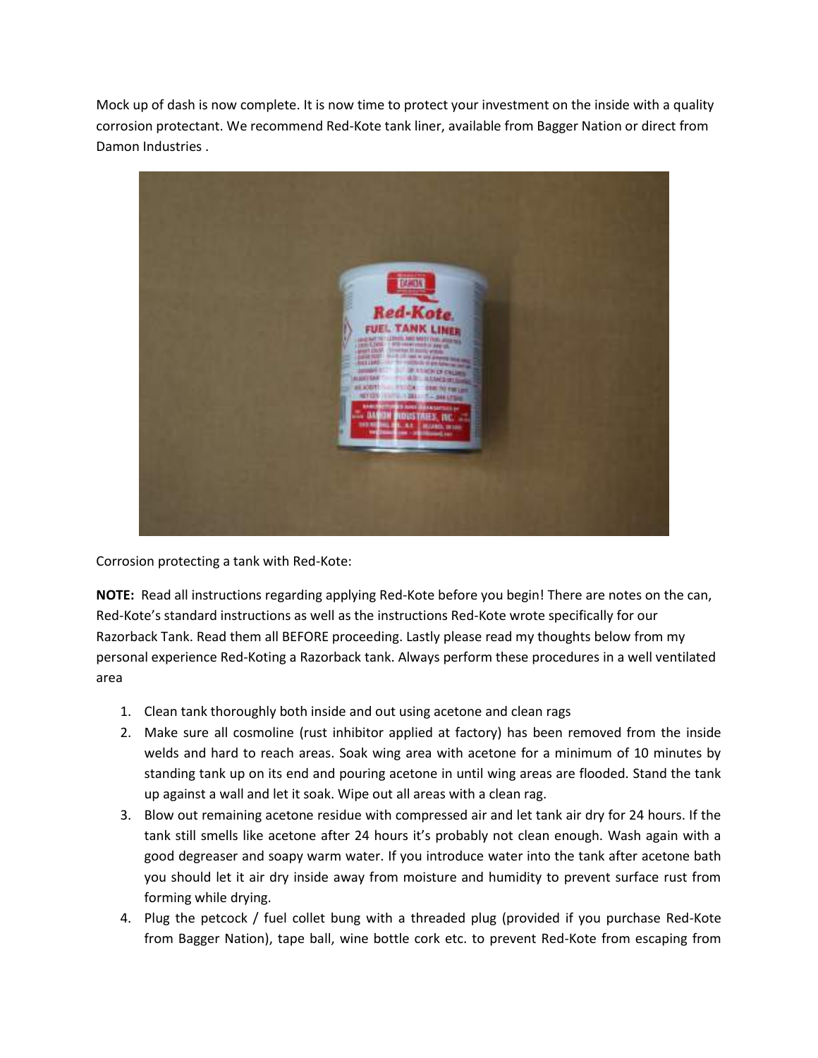Mock up of dash is now complete. It is now time to protect your investment on the inside with a quality corrosion protectant. We recommend Red-Kote tank liner, available from Bagger Nation or direct from Damon Industries .

Corrosion protecting a tank with Red-Kote:

**NOTE:** Read all instructions regarding applying Red-Kote before you begin! There are notes on the can, Red-Kote's standard instructions as well as the instructions Red-Kote wrote specifically for our Razorback Tank. Read them all BEFORE proceeding. Lastly please read my thoughts below from my personal experience Red-Koting a Razorback tank. Always perform these procedures in a well ventilated area

1. Clean tank thoroughly both inside and out using acetone and clean rags
2. Make sure all cosmoline (rust inhibitor applied at factory) has been removed from the inside welds and hard to reach areas. Soak wing area with acetone for a minimum of 10 minutes by standing tank up on its end and pouring acetone in until wing areas are flooded. Stand the tank up against a wall and let it soak. Wipe out all areas with a clean rag.
3. Blow out remaining acetone residue with compressed air and let tank air dry for 24 hours. If the tank still smells like acetone after 24 hours it's probably not clean enough. Wash again with a good degreaser and soapy warm water. If you introduce water into the tank after acetone bath you should let it air dry inside away from moisture and humidity to prevent surface rust from forming while drying.
4. Plug the petcock / fuel collet bung with a threaded plug (provided if you purchase Red-Kote from Bagger Nation), tape ball, wine bottle cork etc. to prevent Red-Kote from escaping from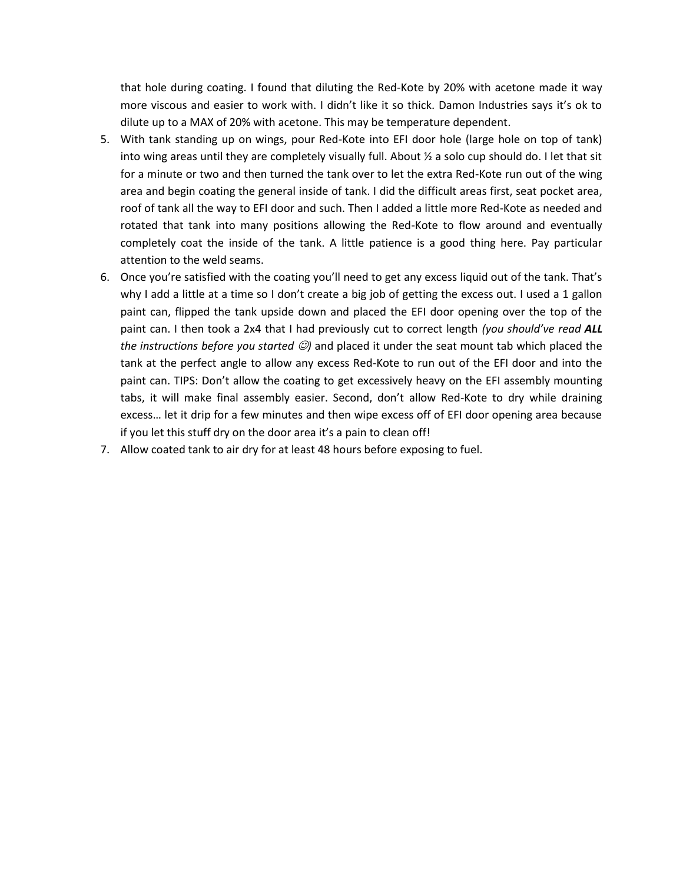that hole during coating. I found that diluting the Red-Kote by 20% with acetone made it way more viscous and easier to work with. I didn't like it so thick. Damon Industries says it's ok to dilute up to a MAX of 20% with acetone. This may be temperature dependent.

5. With tank standing up on wings, pour Red-Kote into EFI door hole (large hole on top of tank) into wing areas until they are completely visually full. About ½ a solo cup should do. I let that sit for a minute or two and then turned the tank over to let the extra Red-Kote run out of the wing area and begin coating the general inside of tank. I did the difficult areas first, seat pocket area, roof of tank all the way to EFI door and such. Then I added a little more Red-Kote as needed and rotated that tank into many positions allowing the Red-Kote to flow around and eventually completely coat the inside of the tank. A little patience is a good thing here. Pay particular attention to the weld seams.
6. Once you're satisfied with the coating you'll need to get any excess liquid out of the tank. That's why I add a little at a time so I don't create a big job of getting the excess out. I used a 1 gallon paint can, flipped the tank upside down and placed the EFI door opening over the top of the paint can. I then took a 2x4 that I had previously cut to correct length *(you should've read **ALL** the instructions before you started ☺)* and placed it under the seat mount tab which placed the tank at the perfect angle to allow any excess Red-Kote to run out of the EFI door and into the paint can. TIPS: Don't allow the coating to get excessively heavy on the EFI assembly mounting tabs, it will make final assembly easier. Second, don't allow Red-Kote to dry while draining excess… let it drip for a few minutes and then wipe excess off of EFI door opening area because if you let this stuff dry on the door area it's a pain to clean off!
7. Allow coated tank to air dry for at least 48 hours before exposing to fuel.